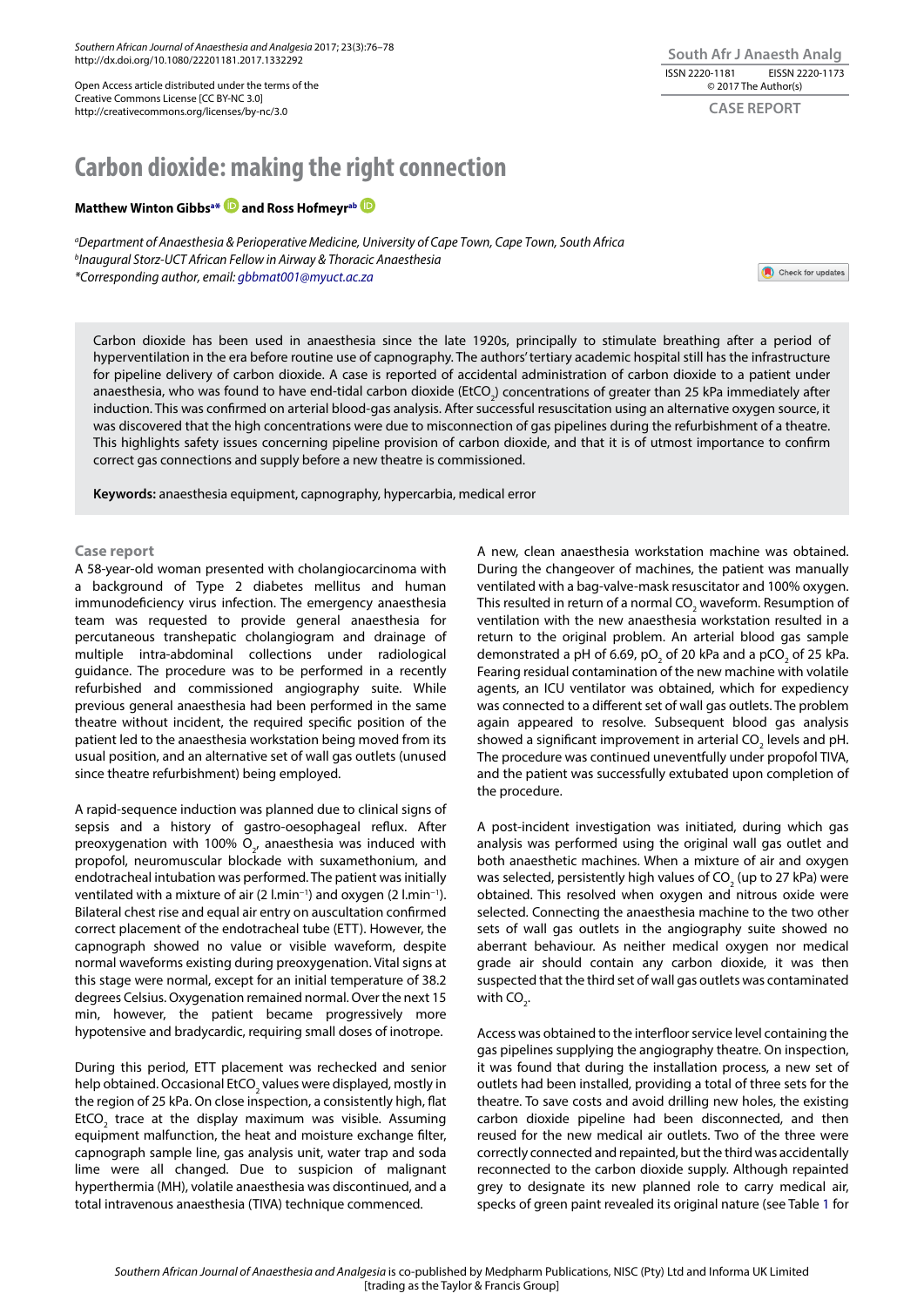Open Access article distributed under the terms of the Creative Commons License [CC BY-NC 3.0] http://creativecommons.org/licenses/by-nc/3.0

CASE REPORT

# Carbon dioxide: making the right connection

**Matthew Winton Gibbs[a]* and Ross Hofmeyr[ab]**

[a]*Department of Anaesthesia & Perioperative Medicine, University of Cape Town, Cape Town, South Africa*
[b]*Inaugural Storz-UCT African Fellow in Airway & Thoracic Anaesthesia*
*Corresponding author, email: gbbmat001@myuct.ac.za*

Carbon dioxide has been used in anaesthesia since the late 1920s, principally to stimulate breathing after a period of hyperventilation in the era before routine use of capnography. The authors' tertiary academic hospital still has the infrastructure for pipeline delivery of carbon dioxide. A case is reported of accidental administration of carbon dioxide to a patient under anaesthesia, who was found to have end-tidal carbon dioxide ($EtCO_2$) concentrations of greater than 25 kPa immediately after induction. This was confirmed on arterial blood-gas analysis. After successful resuscitation using an alternative oxygen source, it was discovered that the high concentrations were due to misconnection of gas pipelines during the refurbishment of a theatre. This highlights safety issues concerning pipeline provision of carbon dioxide, and that it is of utmost importance to confirm correct gas connections and supply before a new theatre is commissioned.

**Keywords:** anaesthesia equipment, capnography, hypercarbia, medical error

## Case report

A 58-year-old woman presented with cholangiocarcinoma with a background of Type 2 diabetes mellitus and human immunodeficiency virus infection. The emergency anaesthesia team was requested to provide general anaesthesia for percutaneous transhepatic cholangiogram and drainage of multiple intra-abdominal collections under radiological guidance. The procedure was to be performed in a recently refurbished and commissioned angiography suite. While previous general anaesthesia had been performed in the same theatre without incident, the required specific position of the patient led to the anaesthesia workstation being moved from its usual position, and an alternative set of wall gas outlets (unused since theatre refurbishment) being employed.

A rapid-sequence induction was planned due to clinical signs of sepsis and a history of gastro-oesophageal reflux. After preoxygenation with 100% $O_2$, anaesthesia was induced with propofol, neuromuscular blockade with suxamethonium, and endotracheal intubation was performed. The patient was initially ventilated with a mixture of air (2 $l.min^{-1}$) and oxygen (2 $l.min^{-1}$). Bilateral chest rise and equal air entry on auscultation confirmed correct placement of the endotracheal tube (ETT). However, the capnograph showed no value or visible waveform, despite normal waveforms existing during preoxygenation. Vital signs at this stage were normal, except for an initial temperature of 38.2 degrees Celsius. Oxygenation remained normal. Over the next 15 min, however, the patient became progressively more hypotensive and bradycardic, requiring small doses of inotrope.

During this period, ETT placement was rechecked and senior help obtained. Occasional $EtCO_2$ values were displayed, mostly in the region of 25 kPa. On close inspection, a consistently high, flat $EtCO_2$ trace at the display maximum was visible. Assuming equipment malfunction, the heat and moisture exchange filter, capnograph sample line, gas analysis unit, water trap and soda lime were all changed. Due to suspicion of malignant hyperthermia (MH), volatile anaesthesia was discontinued, and a total intravenous anaesthesia (TIVA) technique commenced.

A new, clean anaesthesia workstation machine was obtained. During the changeover of machines, the patient was manually ventilated with a bag-valve-mask resuscitator and 100% oxygen. This resulted in return of a normal $CO_2$ waveform. Resumption of ventilation with the new anaesthesia workstation resulted in a return to the original problem. An arterial blood gas sample demonstrated a pH of 6.69, $pO_2$ of 20 kPa and a $pCO_2$ of 25 kPa. Fearing residual contamination of the new machine with volatile agents, an ICU ventilator was obtained, which for expediency was connected to a different set of wall gas outlets. The problem again appeared to resolve. Subsequent blood gas analysis showed a significant improvement in arterial $CO_2$ levels and pH. The procedure was continued uneventfully under propofol TIVA, and the patient was successfully extubated upon completion of the procedure.

A post-incident investigation was initiated, during which gas analysis was performed using the original wall gas outlet and both anaesthetic machines. When a mixture of air and oxygen was selected, persistently high values of $CO_2$ (up to 27 kPa) were obtained. This resolved when oxygen and nitrous oxide were selected. Connecting the anaesthesia machine to the two other sets of wall gas outlets in the angiography suite showed no aberrant behaviour. As neither medical oxygen nor medical grade air should contain any carbon dioxide, it was then suspected that the third set of wall gas outlets was contaminated with $CO_2$.

Access was obtained to the interfloor service level containing the gas pipelines supplying the angiography theatre. On inspection, it was found that during the installation process, a new set of outlets had been installed, providing a total of three sets for the theatre. To save costs and avoid drilling new holes, the existing carbon dioxide pipeline had been disconnected, and then reused for the new medical air outlets. Two of the three were correctly connected and repainted, but the third was accidentally reconnected to the carbon dioxide supply. Although repainted grey to designate its new planned role to carry medical air, specks of green paint revealed its original nature (see Table 1 for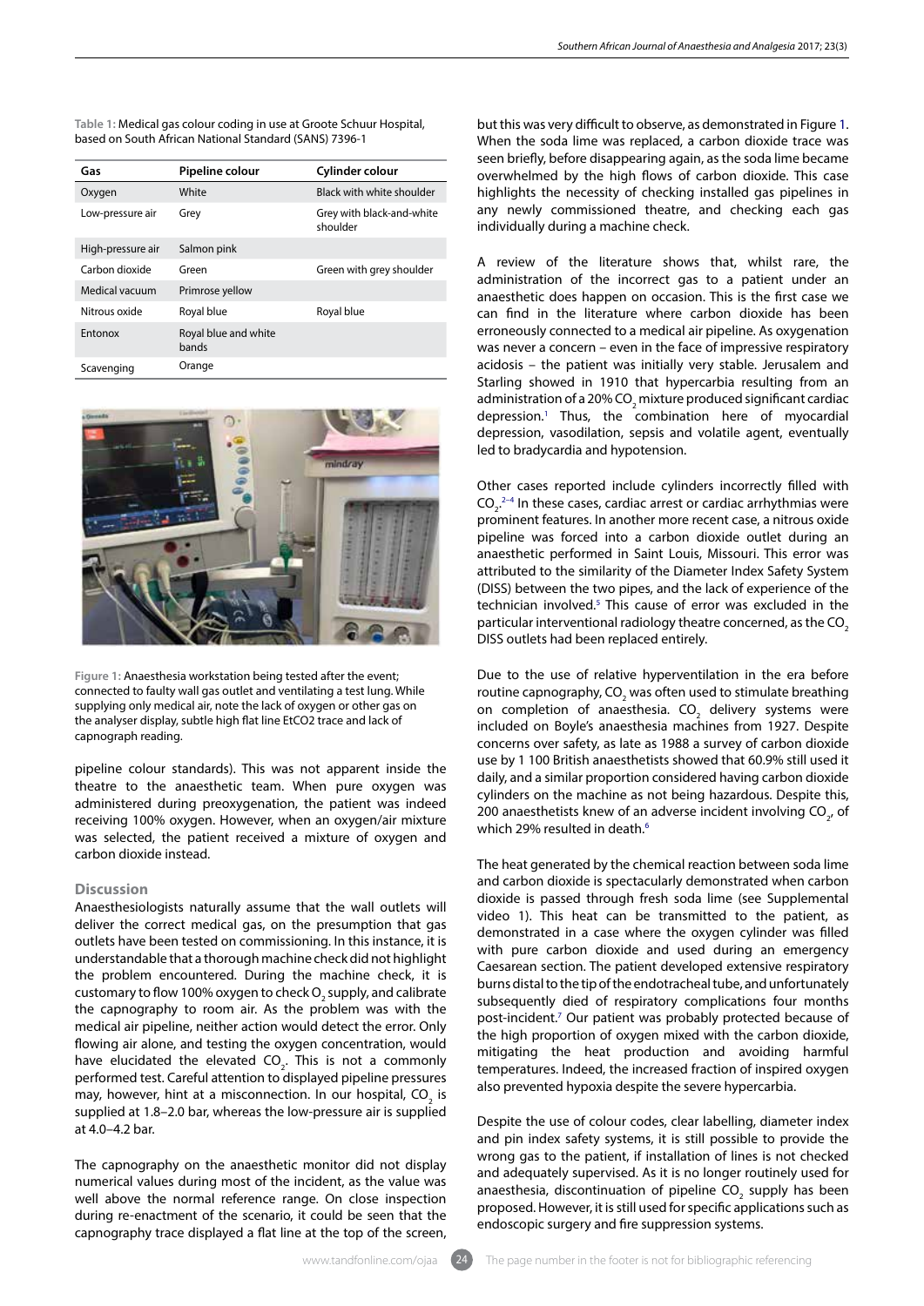Table 1: Medical gas colour coding in use at Groote Schuur Hospital, based on South African National Standard (SANS) 7396-1

| Gas | Pipeline colour | Cylinder colour |
|---|---|---|
| Oxygen | White | Black with white shoulder |
| Low-pressure air | Grey | Grey with black-and-white shoulder |
| High-pressure air | Salmon pink | |
| Carbon dioxide | Green | Green with grey shoulder |
| Medical vacuum | Primrose yellow | |
| Nitrous oxide | Royal blue | Royal blue |
| Entonox | Royal blue and white bands | |
| Scavenging | Orange | |

Figure 1: Anaesthesia workstation being tested after the event; connected to faulty wall gas outlet and ventilating a test lung. While supplying only medical air, note the lack of oxygen or other gas on the analyser display, subtle high flat line EtCO2 trace and lack of capnograph reading.

pipeline colour standards). This was not apparent inside the theatre to the anaesthetic team. When pure oxygen was administered during preoxygenation, the patient was indeed receiving 100% oxygen. However, when an oxygen/air mixture was selected, the patient received a mixture of oxygen and carbon dioxide instead.

## Discussion

Anaesthesiologists naturally assume that the wall outlets will deliver the correct medical gas, on the presumption that gas outlets have been tested on commissioning. In this instance, it is understandable that a thorough machine check did not highlight the problem encountered. During the machine check, it is customary to flow 100% oxygen to check $O_2$ supply, and calibrate the capnography to room air. As the problem was with the medical air pipeline, neither action would detect the error. Only flowing air alone, and testing the oxygen concentration, would have elucidated the elevated $CO_2$. This is not a commonly performed test. Careful attention to displayed pipeline pressures may, however, hint at a misconnection. In our hospital, $CO_2$ is supplied at 1.8–2.0 bar, whereas the low-pressure air is supplied at 4.0–4.2 bar.

The capnography on the anaesthetic monitor did not display numerical values during most of the incident, as the value was well above the normal reference range. On close inspection during re-enactment of the scenario, it could be seen that the capnography trace displayed a flat line at the top of the screen, but this was very difficult to observe, as demonstrated in Figure 1. When the soda lime was replaced, a carbon dioxide trace was seen briefly, before disappearing again, as the soda lime became overwhelmed by the high flows of carbon dioxide. This case highlights the necessity of checking installed gas pipelines in any newly commissioned theatre, and checking each gas individually during a machine check.

A review of the literature shows that, whilst rare, the administration of the incorrect gas to a patient under an anaesthetic does happen on occasion. This is the first case we can find in the literature where carbon dioxide has been erroneously connected to a medical air pipeline. As oxygenation was never a concern – even in the face of impressive respiratory acidosis – the patient was initially very stable. Jerusalem and Starling showed in 1910 that hypercarbia resulting from an administration of a 20% $CO_2$ mixture produced significant cardiac depression.[1] Thus, the combination here of myocardial depression, vasodilation, sepsis and volatile agent, eventually led to bradycardia and hypotension.

Other cases reported include cylinders incorrectly filled with $CO_2$.[2–4] In these cases, cardiac arrest or cardiac arrhythmias were prominent features. In another more recent case, a nitrous oxide pipeline was forced into a carbon dioxide outlet during an anaesthetic performed in Saint Louis, Missouri. This error was attributed to the similarity of the Diameter Index Safety System (DISS) between the two pipes, and the lack of experience of the technician involved.[5] This cause of error was excluded in the particular interventional radiology theatre concerned, as the $CO_2$ DISS outlets had been replaced entirely.

Due to the use of relative hyperventilation in the era before routine capnography, $CO_2$ was often used to stimulate breathing on completion of anaesthesia. $CO_2$ delivery systems were included on Boyle's anaesthesia machines from 1927. Despite concerns over safety, as late as 1988 a survey of carbon dioxide use by 1 100 British anaesthetists showed that 60.9% still used it daily, and a similar proportion considered having carbon dioxide cylinders on the machine as not being hazardous. Despite this, 200 anaesthetists knew of an adverse incident involving $CO_2$, of which 29% resulted in death.[6]

The heat generated by the chemical reaction between soda lime and carbon dioxide is spectacularly demonstrated when carbon dioxide is passed through fresh soda lime (see Supplemental video 1). This heat can be transmitted to the patient, as demonstrated in a case where the oxygen cylinder was filled with pure carbon dioxide and used during an emergency Caesarean section. The patient developed extensive respiratory burns distal to the tip of the endotracheal tube, and unfortunately subsequently died of respiratory complications four months post-incident.[7] Our patient was probably protected because of the high proportion of oxygen mixed with the carbon dioxide, mitigating the heat production and avoiding harmful temperatures. Indeed, the increased fraction of inspired oxygen also prevented hypoxia despite the severe hypercarbia.

Despite the use of colour codes, clear labelling, diameter index and pin index safety systems, it is still possible to provide the wrong gas to the patient, if installation of lines is not checked and adequately supervised. As it is no longer routinely used for anaesthesia, discontinuation of pipeline $CO_2$ supply has been proposed. However, it is still used for specific applications such as endoscopic surgery and fire suppression systems.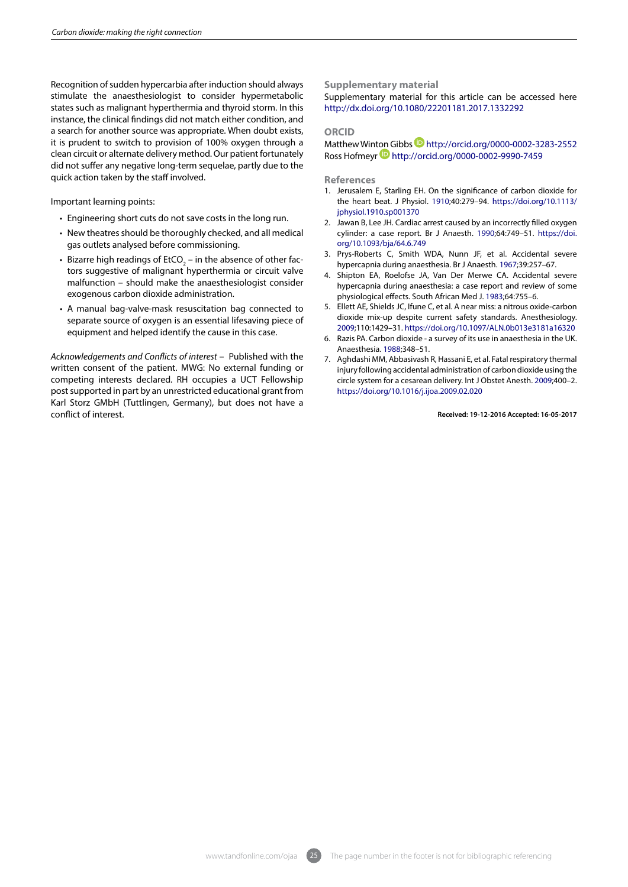Recognition of sudden hypercarbia after induction should always stimulate the anaesthesiologist to consider hypermetabolic states such as malignant hyperthermia and thyroid storm. In this instance, the clinical findings did not match either condition, and a search for another source was appropriate. When doubt exists, it is prudent to switch to provision of 100% oxygen through a clean circuit or alternate delivery method. Our patient fortunately did not suffer any negative long-term sequelae, partly due to the quick action taken by the staff involved.

Important learning points:

- Engineering short cuts do not save costs in the long run.
- New theatres should be thoroughly checked, and all medical gas outlets analysed before commissioning.
- Bizarre high readings of $EtCO_2$ – in the absence of other factors suggestive of malignant hyperthermia or circuit valve malfunction – should make the anaesthesiologist consider exogenous carbon dioxide administration.
- A manual bag-valve-mask resuscitation bag connected to separate source of oxygen is an essential lifesaving piece of equipment and helped identify the cause in this case.

*Acknowledgements and Conflicts of interest* – Published with the written consent of the patient. MWG: No external funding or competing interests declared. RH occupies a UCT Fellowship post supported in part by an unrestricted educational grant from Karl Storz GmbH (Tuttlingen, Germany), but does not have a conflict of interest.

## Supplementary material

Supplementary material for this article can be accessed here http://dx.doi.org/10.1080/22201181.2017.1332292

## ORCID

Matthew Winton Gibbs http://orcid.org/0000-0002-3283-2552
Ross Hofmeyr http://orcid.org/0000-0002-9990-7459

## References

1. Jerusalem E, Starling EH. On the significance of carbon dioxide for the heart beat. J Physiol. 1910;40:279–94. https://doi.org/10.1113/jphysiol.1910.sp001370
2. Jawan B, Lee JH. Cardiac arrest caused by an incorrectly filled oxygen cylinder: a case report. Br J Anaesth. 1990;64:749–51. https://doi.org/10.1093/bja/64.6.749
3. Prys-Roberts C, Smith WDA, Nunn JF, et al. Accidental severe hypercapnia during anaesthesia. Br J Anaesth. 1967;39:257–67.
4. Shipton EA, Roelofse JA, Van Der Merwe CA. Accidental severe hypercapnia during anaesthesia: a case report and review of some physiological effects. South African Med J. 1983;64:755–6.
5. Ellett AE, Shields JC, Ifune C, et al. A near miss: a nitrous oxide-carbon dioxide mix-up despite current safety standards. Anesthesiology. 2009;110:1429–31. https://doi.org/10.1097/ALN.0b013e3181a16320
6. Razis PA. Carbon dioxide - a survey of its use in anaesthesia in the UK. Anaesthesia. 1988;348–51.
7. Aghdashi MM, Abbasivash R, Hassani E, et al. Fatal respiratory thermal injury following accidental administration of carbon dioxide using the circle system for a cesarean delivery. Int J Obstet Anesth. 2009;400–2. https://doi.org/10.1016/j.ijoa.2009.02.020

**Received: 19-12-2016 Accepted: 16-05-2017**